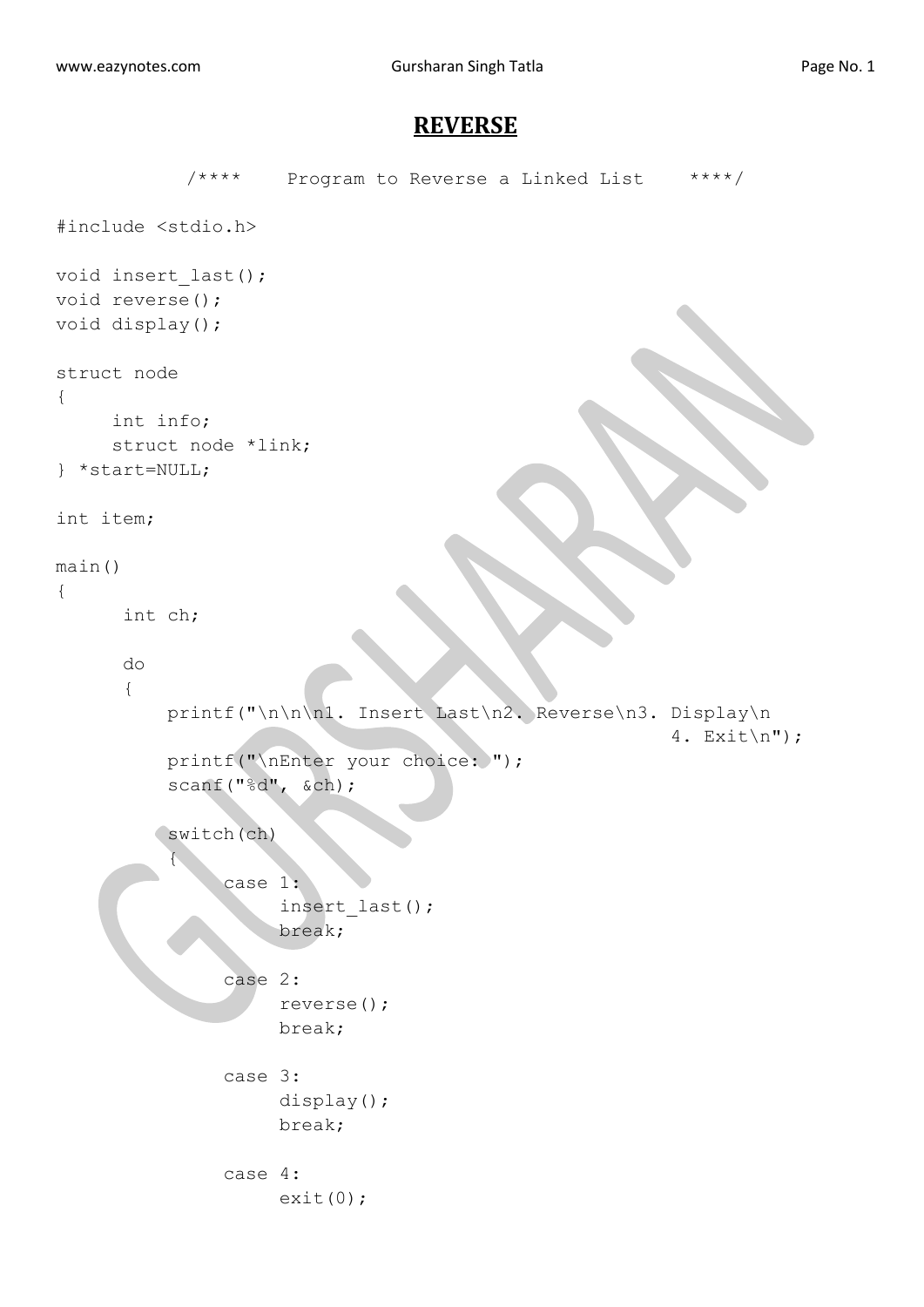# REVERSE

```
            /****    Program to Reverse a Linked List    ****/

#include <stdio.h>

void insert_last();
void reverse();
void display();

struct node
{
     int info;
     struct node *link;
} *start=NULL;

int item;

main()
{
      int ch;

      do
      {
          printf("\n\n\n1. Insert Last\n2. Reverse\n3. Display\n
                                                          4. Exit\n");
          printf("\nEnter your choice: ");
          scanf("%d", &ch);

          switch(ch)
          {
               case 1:
                    insert_last();
                    break;

               case 2:
                    reverse();
                    break;

               case 3:
                    display();
                    break;

               case 4:
                    exit(0);
```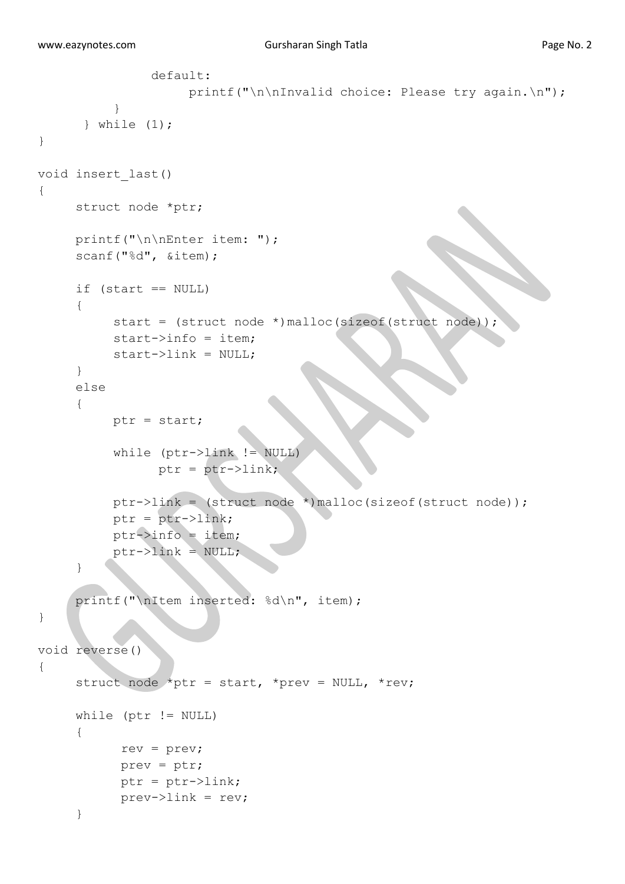```
            default:
                printf("\n\nInvalid choice: Please try again.\n");
        }
    } while (1);
}

void insert_last()
{
    struct node *ptr;

    printf("\n\nEnter item: ");
    scanf("%d", &item);

    if (start == NULL)
    {
        start = (struct node *)malloc(sizeof(struct node));
        start->info = item;
        start->link = NULL;
    }
    else
    {
        ptr = start;

        while (ptr->link != NULL)
            ptr = ptr->link;

        ptr->link = (struct node *)malloc(sizeof(struct node));
        ptr = ptr->link;
        ptr->info = item;
        ptr->link = NULL;
    }

    printf("\nItem inserted: %d\n", item);
}

void reverse()
{
    struct node *ptr = start, *prev = NULL, *rev;

    while (ptr != NULL)
    {
        rev = prev;
        prev = ptr;
        ptr = ptr->link;
        prev->link = rev;
    }
```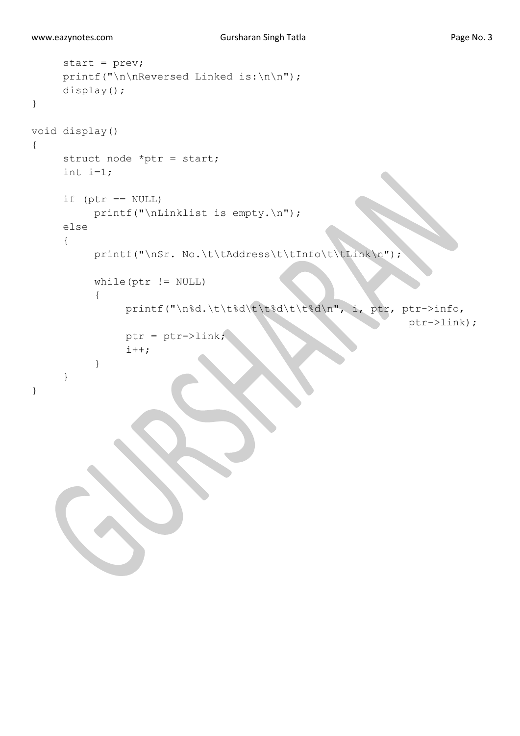```
	start = prev;
	printf("\n\nReversed Linked is:\n\n");
	display();
}

void display()
{
	struct node *ptr = start;
	int i=1;

	if (ptr == NULL)
		printf("\nLinklist is empty.\n");
	else
	{
		printf("\nSr. No.\t\tAddress\t\tInfo\t\tLink\n");

		while(ptr != NULL)
		{
			printf("\n%d.\t\t%d\t\t%d\t\t%d\n", i, ptr, ptr->info,
									ptr->link);
			ptr = ptr->link;
			i++;
		}
	}
}
```